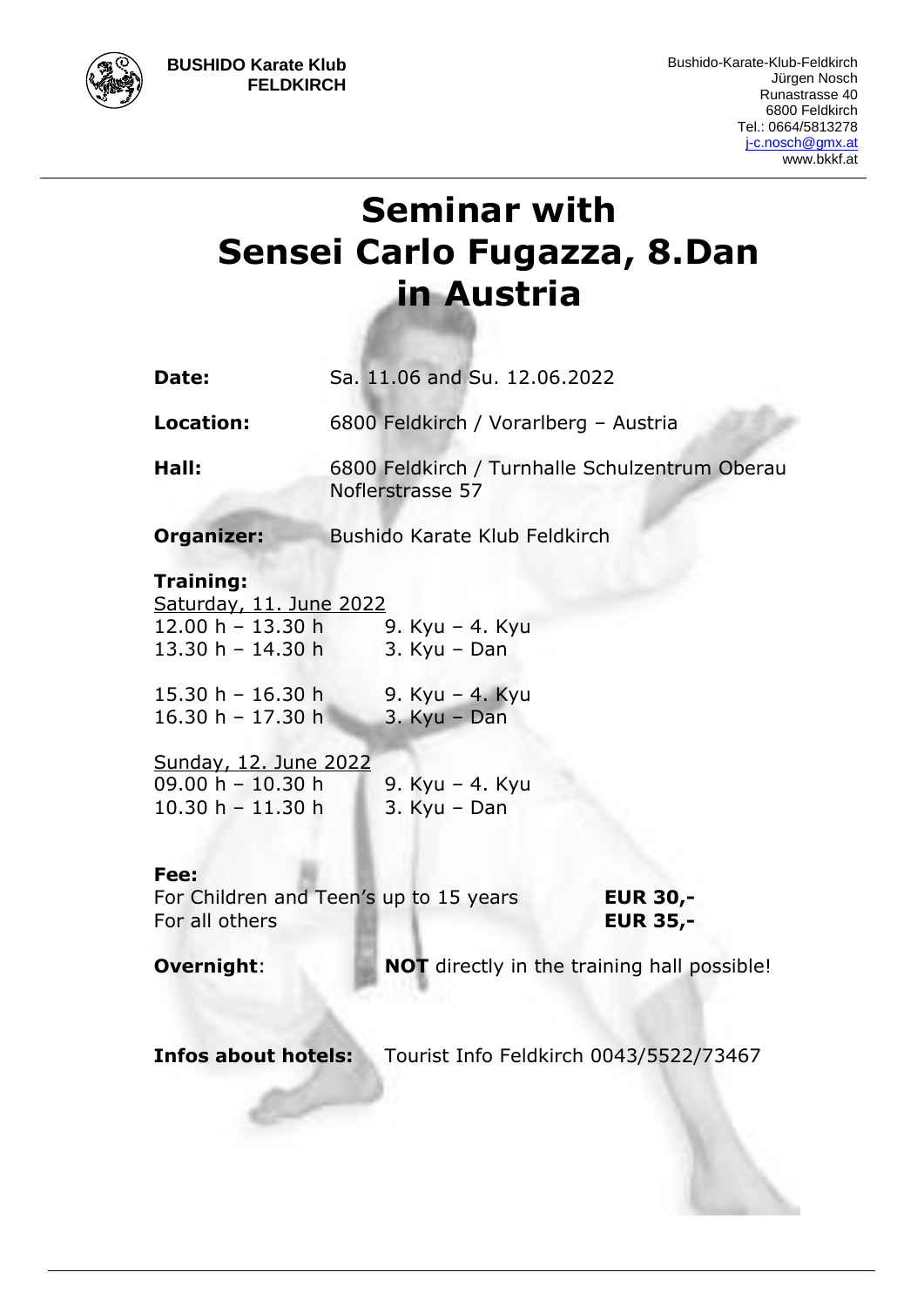**BUSHIDO Karate Klub FELDKIRCH**

Bushido-Karate-Klub-Feldkirch
Jürgen Nosch
Runastrasse 40
6800 Feldkirch
Tel.: 0664/5813278
j-c.nosch@gmx.at
www.bkkf.at

# Seminar with Sensei Carlo Fugazza, 8.Dan in Austria

**Date:** Sa. 11.06 and Su. 12.06.2022

**Location:** 6800 Feldkirch / Vorarlberg – Austria

**Hall:** 6800 Feldkirch / Turnhalle Schulzentrum Oberau Noflerstrasse 57

**Organizer:** Bushido Karate Klub Feldkirch

**Training:**

Saturday, 11. June 2022

12.00 h – 13.30 h    9. Kyu – 4. Kyu
13.30 h – 14.30 h    3. Kyu – Dan

15.30 h – 16.30 h    9. Kyu – 4. Kyu
16.30 h – 17.30 h    3. Kyu – Dan

Sunday, 12. June 2022

09.00 h – 10.30 h    9. Kyu – 4. Kyu
10.30 h – 11.30 h    3. Kyu – Dan

**Fee:**

For Children and Teen's up to 15 years    **EUR 30,-**
For all others    **EUR 35,-**

**Overnight**: **NOT** directly in the training hall possible!

**Infos about hotels:** Tourist Info Feldkirch 0043/5522/73467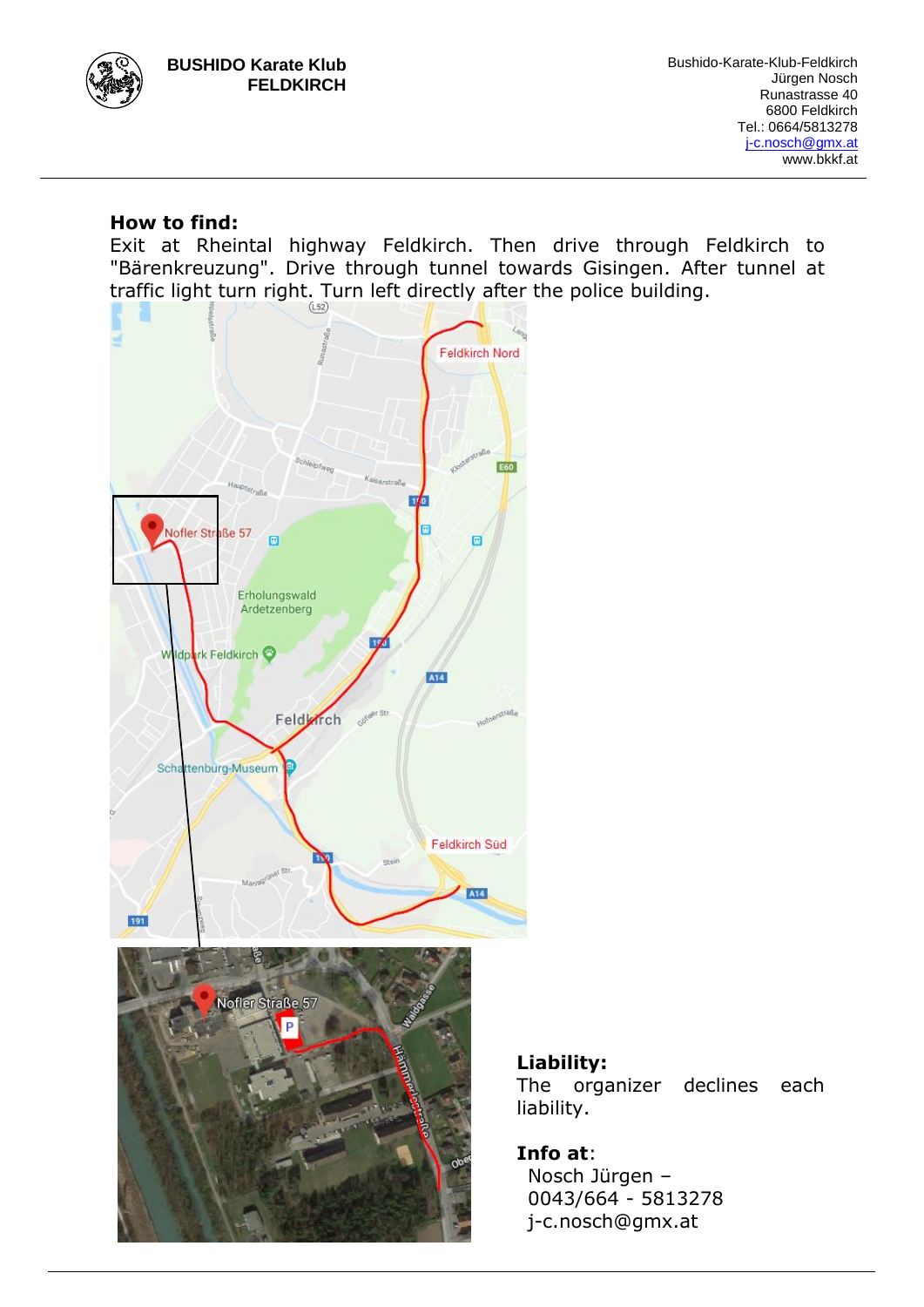**BUSHIDO Karate Klub**
**FELDKIRCH**

Bushido-Karate-Klub-Feldkirch
Jürgen Nosch
Runastrasse 40
6800 Feldkirch
Tel.: 0664/5813278
j-c.nosch@gmx.at
www.bkkf.at

**How to find:**
Exit at Rheintal highway Feldkirch. Then drive through Feldkirch to "Bärenkreuzung". Drive through tunnel towards Gisingen. After tunnel at traffic light turn right. Turn left directly after the police building.

**Liability:**
The organizer declines each liability.

**Info at**:
Nosch Jürgen –
0043/664 - 5813278
j-c.nosch@gmx.at